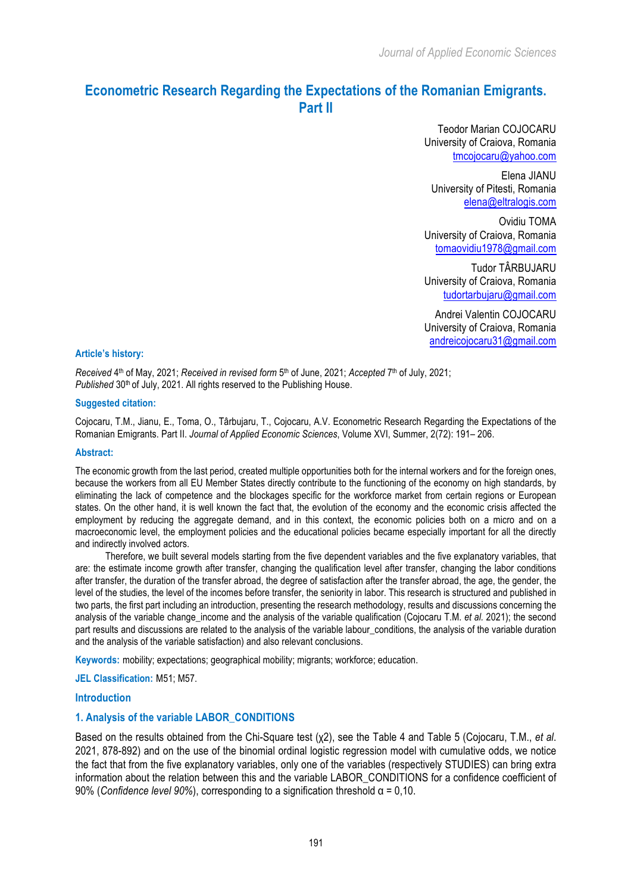# Econometric Research Regarding the Expectations of the Romanian Emigrants. Part II

Teodor Marian COJOCARU
University of Craiova, Romania
tmcojocaru@yahoo.com

Elena JIANU
University of Pitesti, Romania
elena@eltralogis.com

Ovidiu TOMA
University of Craiova, Romania
tomaovidiu1978@gmail.com

Tudor TÂRBUJARU
University of Craiova, Romania
tudortarbujaru@gmail.com

Andrei Valentin COJOCARU
University of Craiova, Romania
andreicojocaru31@gmail.com

**Article's history:**

*Received* 4th of May, 2021; *Received in revised form* 5th of June, 2021; *Accepted* 7th of July, 2021; *Published* 30th of July, 2021. All rights reserved to the Publishing House.

**Suggested citation:**

Cojocaru, T.M., Jianu, E., Toma, O., Târbujaru, T., Cojocaru, A.V. Econometric Research Regarding the Expectations of the Romanian Emigrants. Part II. *Journal of Applied Economic Sciences*, Volume XVI, Summer, 2(72): 191– 206.

**Abstract:**

The economic growth from the last period, created multiple opportunities both for the internal workers and for the foreign ones, because the workers from all EU Member States directly contribute to the functioning of the economy on high standards, by eliminating the lack of competence and the blockages specific for the workforce market from certain regions or European states. On the other hand, it is well known the fact that, the evolution of the economy and the economic crisis affected the employment by reducing the aggregate demand, and in this context, the economic policies both on a micro and on a macroeconomic level, the employment policies and the educational policies became especially important for all the directly and indirectly involved actors.

Therefore, we built several models starting from the five dependent variables and the five explanatory variables, that are: the estimate income growth after transfer, changing the qualification level after transfer, changing the labor conditions after transfer, the duration of the transfer abroad, the degree of satisfaction after the transfer abroad, the age, the gender, the level of the studies, the level of the incomes before transfer, the seniority in labor. This research is structured and published in two parts, the first part including an introduction, presenting the research methodology, results and discussions concerning the analysis of the variable change_income and the analysis of the variable qualification (Cojocaru T.M. *et al.* 2021); the second part results and discussions are related to the analysis of the variable labour_conditions, the analysis of the variable duration and the analysis of the variable satisfaction) and also relevant conclusions.

**Keywords:** mobility; expectations; geographical mobility; migrants; workforce; education.

**JEL Classification:** M51; M57.

## Introduction

## 1. Analysis of the variable LABOR_CONDITIONS

Based on the results obtained from the Chi-Square test ($\chi 2$), see the Table 4 and Table 5 (Cojocaru, T.M., *et al*. 2021, 878-892) and on the use of the binomial ordinal logistic regression model with cumulative odds, we notice the fact that from the five explanatory variables, only one of the variables (respectively STUDIES) can bring extra information about the relation between this and the variable LABOR_CONDITIONS for a confidence coefficient of 90% (*Confidence level 90%*), corresponding to a signification threshold $\alpha$ = 0,10.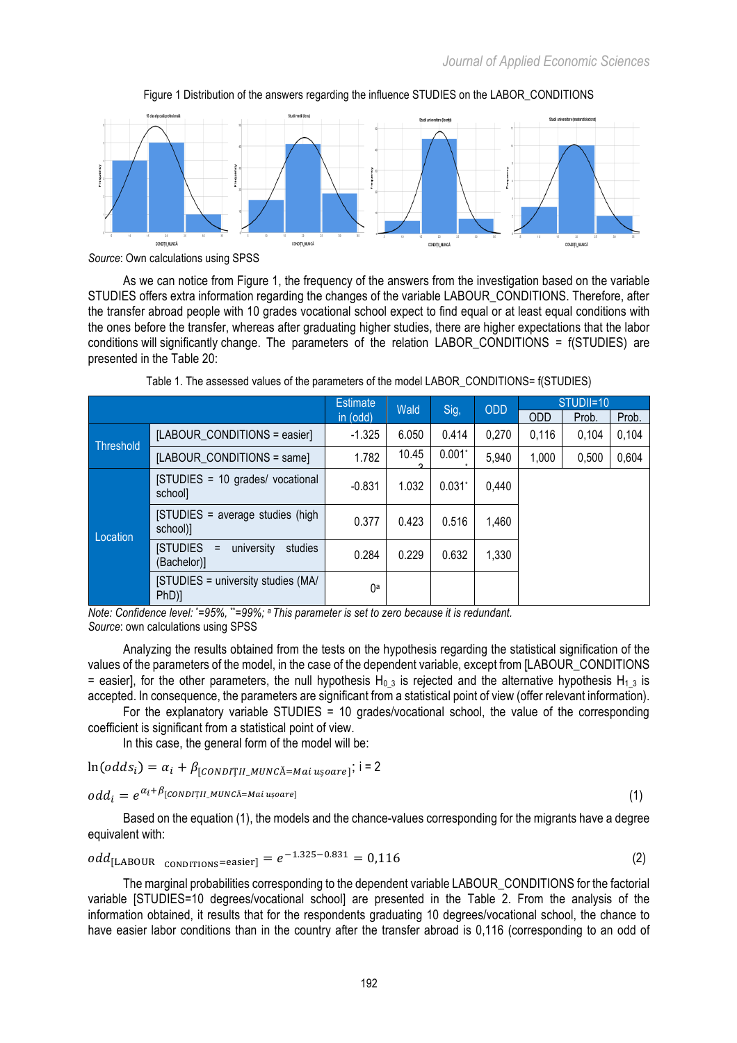Figure 1 Distribution of the answers regarding the influence STUDIES on the LABOR_CONDITIONS

*Source*: Own calculations using SPSS

As we can notice from Figure 1, the frequency of the answers from the investigation based on the variable STUDIES offers extra information regarding the changes of the variable LABOUR_CONDITIONS. Therefore, after the transfer abroad people with 10 grades vocational school expect to find equal or at least equal conditions with the ones before the transfer, whereas after graduating higher studies, there are higher expectations that the labor conditions will significantly change. The parameters of the relation LABOR_CONDITIONS = f(STUDIES) are presented in the Table 20:

Table 1. The assessed values of the parameters of the model LABOR_CONDITIONS= f(STUDIES)

| | | Estimate in (odd) | Wald | Sig. | ODD | STUDII=10 | | |
|---|---|---|---|---|---|---|---|---|
| | | | | | | ODD | Prob. | Prob. |
| Threshold | [LABOUR_CONDITIONS = easier] | -1.325 | 6.050 | 0.414 | 0,270 | 0,116 | 0,104 | 0,104 |
| | [LABOUR_CONDITIONS = same] | 1.782 | 10.453 | 0.001** | 5,940 | 1,000 | 0,500 | 0,604 |
| Location | [STUDIES = 10 grades/ vocational school] | -0.831 | 1.032 | 0.031* | 0,440 | | | |
| | [STUDIES = average studies (high school)] | 0.377 | 0.423 | 0.516 | 1,460 | | | |
| | [STUDIES = university studies (Bachelor)] | 0.284 | 0.229 | 0.632 | 1,330 | | | |
| | [STUDIES = university studies (MA/ PhD)] | 0[a] | | | | | | |

*Note: Confidence level: \*=95%, \*\*=99%; [a] This parameter is set to zero because it is redundant.*
*Source*: own calculations using SPSS

Analyzing the results obtained from the tests on the hypothesis regarding the statistical signification of the values of the parameters of the model, in the case of the dependent variable, except from [LABOUR_CONDITIONS = easier], for the other parameters, the null hypothesis $H_{0\_3}$ is rejected and the alternative hypothesis $H_{1\_3}$ is accepted. In consequence, the parameters are significant from a statistical point of view (offer relevant information).

For the explanatory variable STUDIES = 10 grades/vocational school, the value of the corresponding coefficient is significant from a statistical point of view.

In this case, the general form of the model will be:

$$\ln(odds_i) = \alpha_i + \beta_{[CONDIŢII\_MUNCĂ=Mai\ uşoare]};\ i = 2$$

$$odd_i = e^{\alpha_i + \beta_{[CONDIŢII\_MUNCĂ=Mai\ uşoare]}} \quad (1)$$

Based on the equation (1), the models and the chance-values corresponding for the migrants have a degree equivalent with:

$$odd_{[\text{LABOUR\_CONDITIONS}=\text{easier}]} = e^{-1.325-0.831} = 0{,}116 \quad (2)$$

The marginal probabilities corresponding to the dependent variable LABOUR_CONDITIONS for the factorial variable [STUDIES=10 degrees/vocational school] are presented in the Table 2. From the analysis of the information obtained, it results that for the respondents graduating 10 degrees/vocational school, the chance to have easier labor conditions than in the country after the transfer abroad is 0,116 (corresponding to an odd of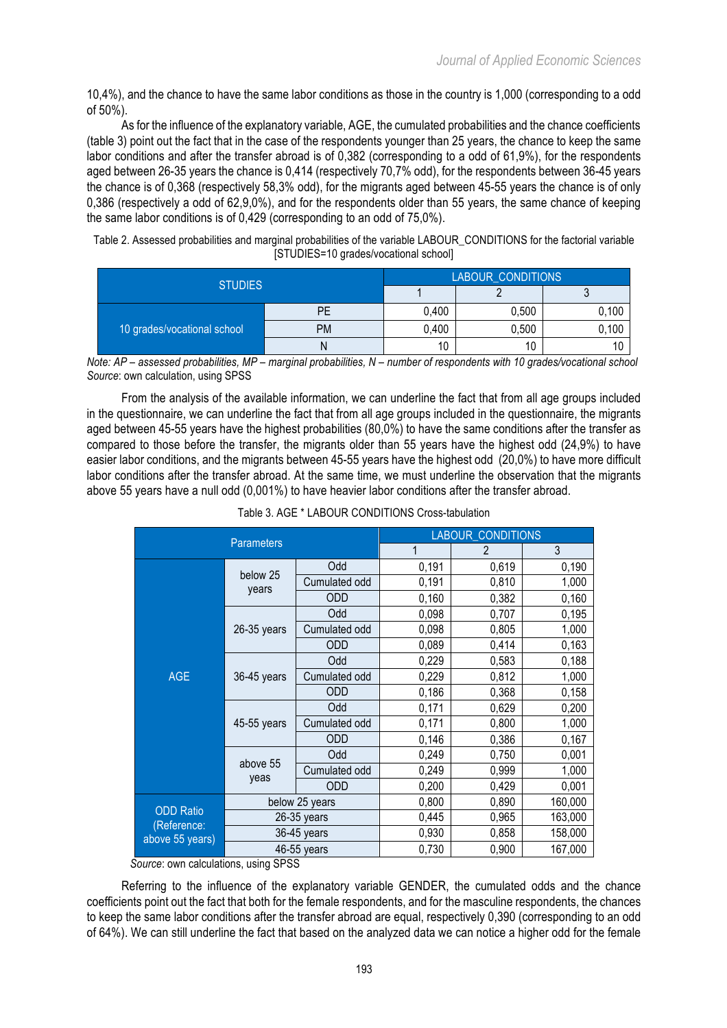10,4%), and the chance to have the same labor conditions as those in the country is 1,000 (corresponding to a odd of 50%).

As for the influence of the explanatory variable, AGE, the cumulated probabilities and the chance coefficients (table 3) point out the fact that in the case of the respondents younger than 25 years, the chance to keep the same labor conditions and after the transfer abroad is of 0,382 (corresponding to a odd of 61,9%), for the respondents aged between 26-35 years the chance is 0,414 (respectively 70,7% odd), for the respondents between 36-45 years the chance is of 0,368 (respectively 58,3% odd), for the migrants aged between 45-55 years the chance is of only 0,386 (respectively a odd of 62,9,0%), and for the respondents older than 55 years, the same chance of keeping the same labor conditions is of 0,429 (corresponding to an odd of 75,0%).

Table 2. Assessed probabilities and marginal probabilities of the variable LABOUR_CONDITIONS for the factorial variable [STUDIES=10 grades/vocational school]

| STUDIES | | LABOUR_CONDITIONS 1 | 2 | 3 |
|---|---|---|---|---|
| 10 grades/vocational school | PE | 0,400 | 0,500 | 0,100 |
| | PM | 0,400 | 0,500 | 0,100 |
| | N | 10 | 10 | 10 |

*Note: AP – assessed probabilities, MP – marginal probabilities, N – number of respondents with 10 grades/vocational school*
*Source*: own calculation, using SPSS

From the analysis of the available information, we can underline the fact that from all age groups included in the questionnaire, we can underline the fact that from all age groups included in the questionnaire, the migrants aged between 45-55 years have the highest probabilities (80,0%) to have the same conditions after the transfer as compared to those before the transfer, the migrants older than 55 years have the highest odd (24,9%) to have easier labor conditions, and the migrants between 45-55 years have the highest odd (20,0%) to have more difficult labor conditions after the transfer abroad. At the same time, we must underline the observation that the migrants above 55 years have a null odd (0,001%) to have heavier labor conditions after the transfer abroad.

Table 3. AGE * LABOUR CONDITIONS Cross-tabulation

| Parameters | | | LABOUR_CONDITIONS 1 | 2 | 3 |
|---|---|---|---|---|---|
| AGE | below 25 years | Odd | 0,191 | 0,619 | 0,190 |
| | | Cumulated odd | 0,191 | 0,810 | 1,000 |
| | | ODD | 0,160 | 0,382 | 0,160 |
| | 26-35 years | Odd | 0,098 | 0,707 | 0,195 |
| | | Cumulated odd | 0,098 | 0,805 | 1,000 |
| | | ODD | 0,089 | 0,414 | 0,163 |
| | 36-45 years | Odd | 0,229 | 0,583 | 0,188 |
| | | Cumulated odd | 0,229 | 0,812 | 1,000 |
| | | ODD | 0,186 | 0,368 | 0,158 |
| | 45-55 years | Odd | 0,171 | 0,629 | 0,200 |
| | | Cumulated odd | 0,171 | 0,800 | 1,000 |
| | | ODD | 0,146 | 0,386 | 0,167 |
| | above 55 yeas | Odd | 0,249 | 0,750 | 0,001 |
| | | Cumulated odd | 0,249 | 0,999 | 1,000 |
| | | ODD | 0,200 | 0,429 | 0,001 |
| ODD Ratio (Reference: above 55 years) | below 25 years | | 0,800 | 0,890 | 160,000 |
| | 26-35 years | | 0,445 | 0,965 | 163,000 |
| | 36-45 years | | 0,930 | 0,858 | 158,000 |
| | 46-55 years | | 0,730 | 0,900 | 167,000 |

*Source*: own calculations, using SPSS

Referring to the influence of the explanatory variable GENDER, the cumulated odds and the chance coefficients point out the fact that both for the female respondents, and for the masculine respondents, the chances to keep the same labor conditions after the transfer abroad are equal, respectively 0,390 (corresponding to an odd of 64%). We can still underline the fact that based on the analyzed data we can notice a higher odd for the female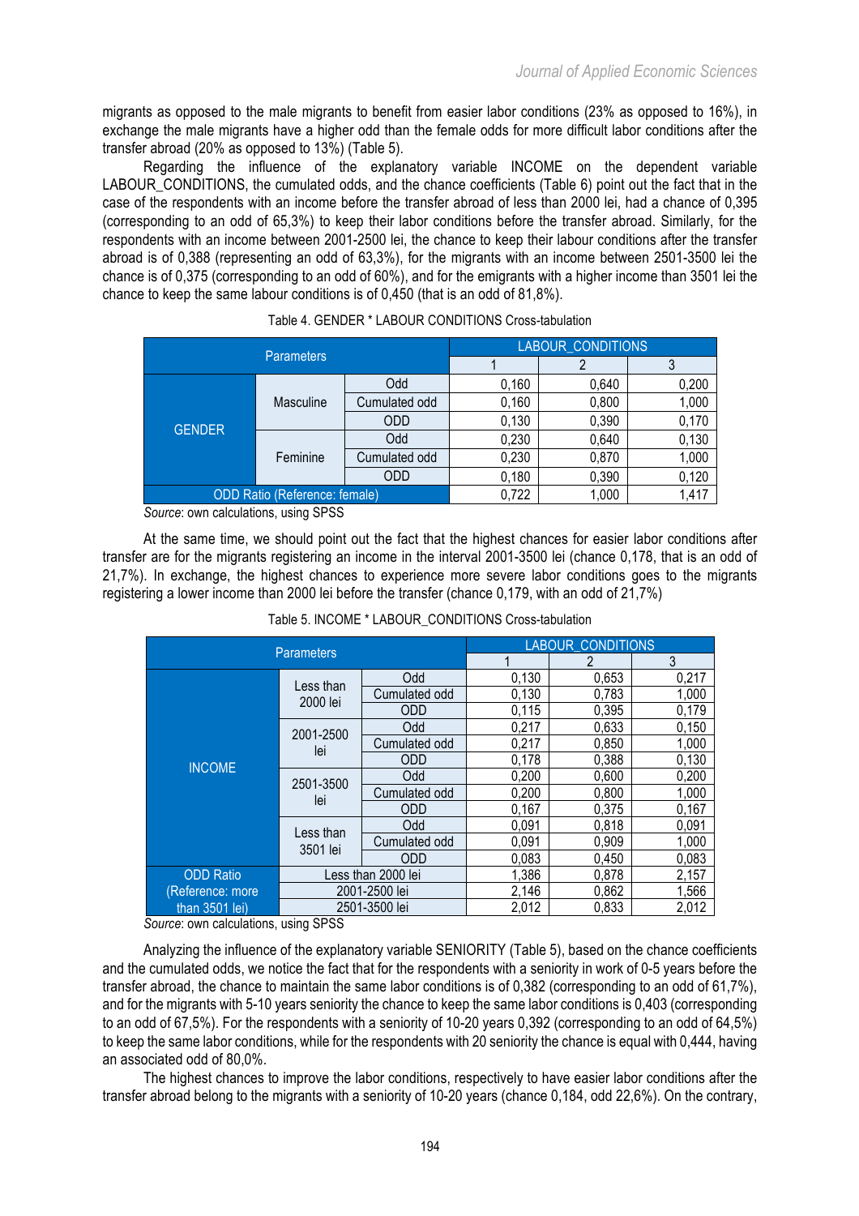migrants as opposed to the male migrants to benefit from easier labor conditions (23% as opposed to 16%), in exchange the male migrants have a higher odd than the female odds for more difficult labor conditions after the transfer abroad (20% as opposed to 13%) (Table 5).

Regarding the influence of the explanatory variable INCOME on the dependent variable LABOUR_CONDITIONS, the cumulated odds, and the chance coefficients (Table 6) point out the fact that in the case of the respondents with an income before the transfer abroad of less than 2000 lei, had a chance of 0,395 (corresponding to an odd of 65,3%) to keep their labor conditions before the transfer abroad. Similarly, for the respondents with an income between 2001-2500 lei, the chance to keep their labour conditions after the transfer abroad is of 0,388 (representing an odd of 63,3%), for the migrants with an income between 2501-3500 lei the chance is of 0,375 (corresponding to an odd of 60%), and for the emigrants with a higher income than 3501 lei the chance to keep the same labour conditions is of 0,450 (that is an odd of 81,8%).

Table 4. GENDER * LABOUR CONDITIONS Cross-tabulation

| Parameters | | | LABOUR_CONDITIONS | | |
|---|---|---|---|---|---|
| | | | 1 | 2 | 3 |
| GENDER | Masculine | Odd | 0,160 | 0,640 | 0,200 |
| | | Cumulated odd | 0,160 | 0,800 | 1,000 |
| | | ODD | 0,130 | 0,390 | 0,170 |
| | Feminine | Odd | 0,230 | 0,640 | 0,130 |
| | | Cumulated odd | 0,230 | 0,870 | 1,000 |
| | | ODD | 0,180 | 0,390 | 0,120 |
| ODD Ratio (Reference: female) | | | 0,722 | 1,000 | 1,417 |

*Source*: own calculations, using SPSS

At the same time, we should point out the fact that the highest chances for easier labor conditions after transfer are for the migrants registering an income in the interval 2001-3500 lei (chance 0,178, that is an odd of 21,7%). In exchange, the highest chances to experience more severe labor conditions goes to the migrants registering a lower income than 2000 lei before the transfer (chance 0,179, with an odd of 21,7%)

Table 5. INCOME * LABOUR_CONDITIONS Cross-tabulation

| Parameters | | | LABOUR_CONDITIONS | | |
|---|---|---|---|---|---|
| | | | 1 | 2 | 3 |
| INCOME | Less than 2000 lei | Odd | 0,130 | 0,653 | 0,217 |
| | | Cumulated odd | 0,130 | 0,783 | 1,000 |
| | | ODD | 0,115 | 0,395 | 0,179 |
| | 2001-2500 lei | Odd | 0,217 | 0,633 | 0,150 |
| | | Cumulated odd | 0,217 | 0,850 | 1,000 |
| | | ODD | 0,178 | 0,388 | 0,130 |
| | 2501-3500 lei | Odd | 0,200 | 0,600 | 0,200 |
| | | Cumulated odd | 0,200 | 0,800 | 1,000 |
| | | ODD | 0,167 | 0,375 | 0,167 |
| | Less than 3501 lei | Odd | 0,091 | 0,818 | 0,091 |
| | | Cumulated odd | 0,091 | 0,909 | 1,000 |
| | | ODD | 0,083 | 0,450 | 0,083 |
| ODD Ratio (Reference: more than 3501 lei) | Less than 2000 lei | | 1,386 | 0,878 | 2,157 |
| | 2001-2500 lei | | 2,146 | 0,862 | 1,566 |
| | 2501-3500 lei | | 2,012 | 0,833 | 2,012 |

*Source*: own calculations, using SPSS

Analyzing the influence of the explanatory variable SENIORITY (Table 5), based on the chance coefficients and the cumulated odds, we notice the fact that for the respondents with a seniority in work of 0-5 years before the transfer abroad, the chance to maintain the same labor conditions is of 0,382 (corresponding to an odd of 61,7%), and for the migrants with 5-10 years seniority the chance to keep the same labor conditions is 0,403 (corresponding to an odd of 67,5%). For the respondents with a seniority of 10-20 years 0,392 (corresponding to an odd of 64,5%) to keep the same labor conditions, while for the respondents with 20 seniority the chance is equal with 0,444, having an associated odd of 80,0%.

The highest chances to improve the labor conditions, respectively to have easier labor conditions after the transfer abroad belong to the migrants with a seniority of 10-20 years (chance 0,184, odd 22,6%). On the contrary,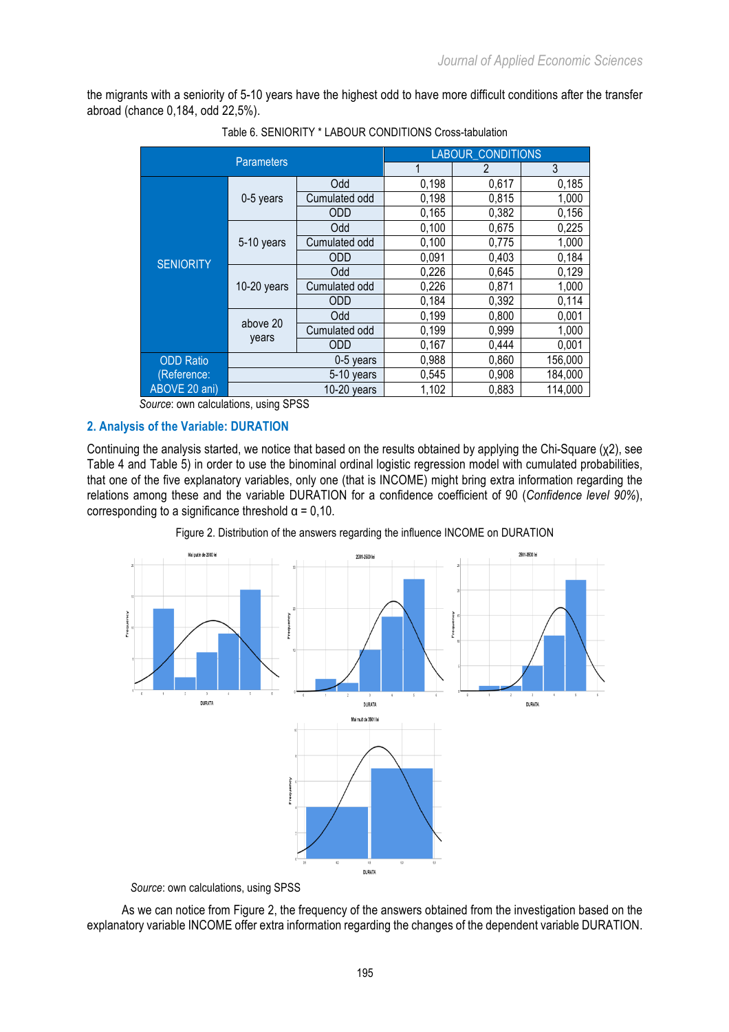the migrants with a seniority of 5-10 years have the highest odd to have more difficult conditions after the transfer abroad (chance 0,184, odd 22,5%).

Table 6. SENIORITY * LABOUR CONDITIONS Cross-tabulation

| Parameters | | | LABOUR_CONDITIONS | | |
|---|---|---|---|---|---|
| | | | 1 | 2 | 3 |
| SENIORITY | 0-5 years | Odd | 0,198 | 0,617 | 0,185 |
| | | Cumulated odd | 0,198 | 0,815 | 1,000 |
| | | ODD | 0,165 | 0,382 | 0,156 |
| | 5-10 years | Odd | 0,100 | 0,675 | 0,225 |
| | | Cumulated odd | 0,100 | 0,775 | 1,000 |
| | | ODD | 0,091 | 0,403 | 0,184 |
| | 10-20 years | Odd | 0,226 | 0,645 | 0,129 |
| | | Cumulated odd | 0,226 | 0,871 | 1,000 |
| | | ODD | 0,184 | 0,392 | 0,114 |
| | above 20 years | Odd | 0,199 | 0,800 | 0,001 |
| | | Cumulated odd | 0,199 | 0,999 | 1,000 |
| | | ODD | 0,167 | 0,444 | 0,001 |
| ODD Ratio (Reference: ABOVE 20 ani) | 0-5 years | | 0,988 | 0,860 | 156,000 |
| | 5-10 years | | 0,545 | 0,908 | 184,000 |
| | 10-20 years | | 1,102 | 0,883 | 114,000 |

*Source*: own calculations, using SPSS

## 2. Analysis of the Variable: DURATION

Continuing the analysis started, we notice that based on the results obtained by applying the Chi-Square ($\chi 2$), see Table 4 and Table 5) in order to use the binominal ordinal logistic regression model with cumulated probabilities, that one of the five explanatory variables, only one (that is INCOME) might bring extra information regarding the relations among these and the variable DURATION for a confidence coefficient of 90 (*Confidence level 90%*), corresponding to a significance threshold $\alpha = 0{,}10$.

Figure 2. Distribution of the answers regarding the influence INCOME on DURATION

*Source*: own calculations, using SPSS

As we can notice from Figure 2, the frequency of the answers obtained from the investigation based on the explanatory variable INCOME offer extra information regarding the changes of the dependent variable DURATION.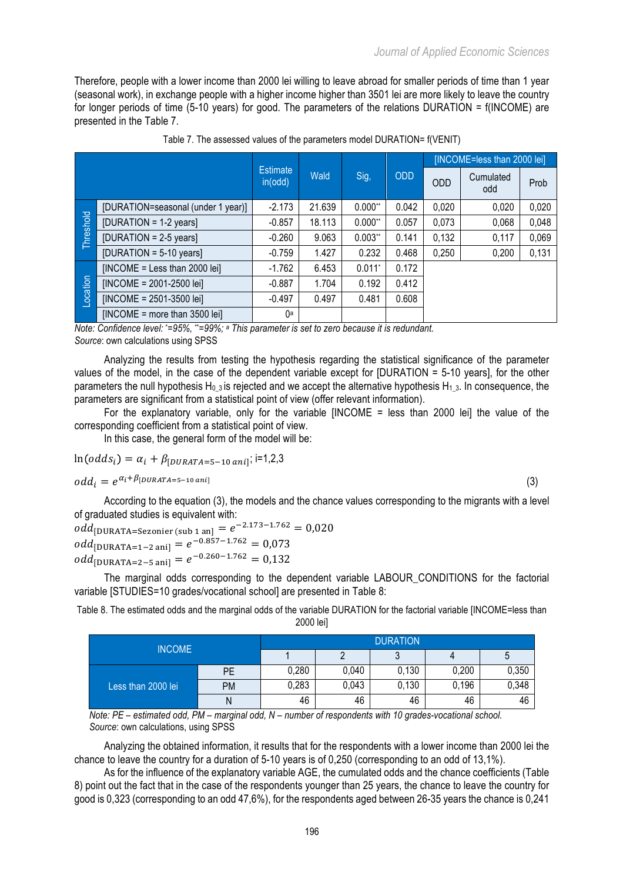Therefore, people with a lower income than 2000 lei willing to leave abroad for smaller periods of time than 1 year (seasonal work), in exchange people with a higher income higher than 3501 lei are more likely to leave the country for longer periods of time (5-10 years) for good. The parameters of the relations DURATION = f(INCOME) are presented in the Table 7.

Table 7. The assessed values of the parameters model DURATION= f(VENIT)

| | | Estimate in(odd) | Wald | Sig, | ODD | [INCOME=less than 2000 lei] | | |
|---|---|---|---|---|---|---|---|---|
| | | | | | | ODD | Cumulated odd | Prob |
| Threshold | [DURATION=seasonal (under 1 year)] | -2.173 | 21.639 | 0.000** | 0.042 | 0,020 | 0,020 | 0,020 |
| | [DURATION = 1-2 years] | -0.857 | 18.113 | 0.000** | 0.057 | 0,073 | 0,068 | 0,048 |
| | [DURATION = 2-5 years] | -0.260 | 9.063 | 0.003** | 0.141 | 0,132 | 0,117 | 0,069 |
| | [DURATION = 5-10 years] | -0.759 | 1.427 | 0.232 | 0.468 | 0,250 | 0,200 | 0,131 |
| Location | [INCOME = Less than 2000 lei] | -1.762 | 6.453 | 0.011* | 0.172 | | | |
| | [INCOME = 2001-2500 lei] | -0.887 | 1.704 | 0.192 | 0.412 | | | |
| | [INCOME = 2501-3500 lei] | -0.497 | 0.497 | 0.481 | 0.608 | | | |
| | [INCOME = more than 3500 lei] | 0[a] | | | | | | |

*Note: Confidence level: *=95%, **=99%; [a] This parameter is set to zero because it is redundant.*
*Source*: own calculations using SPSS

Analyzing the results from testing the hypothesis regarding the statistical significance of the parameter values of the model, in the case of the dependent variable except for [DURATION = 5-10 years], for the other parameters the null hypothesis $H_{0\_3}$ is rejected and we accept the alternative hypothesis $H_{1\_3}$. In consequence, the parameters are significant from a statistical point of view (offer relevant information).

For the explanatory variable, only for the variable [INCOME = less than 2000 lei] the value of the corresponding coefficient from a statistical point of view.

In this case, the general form of the model will be:

$$\ln(odds_i) = \alpha_i + \beta_{[DURATA=5-10\ ani]};\ i=1,2,3$$

$$odd_i = e^{\alpha_i + \beta_{[DURATA=5-10\ ani]}} \quad (3)$$

According to the equation (3), the models and the chance values corresponding to the migrants with a level of graduated studies is equivalent with:

$$odd_{[\text{DURATA=Sezonier (sub 1 an]}} = e^{-2.173-1.762} = 0{,}020$$

$$odd_{[\text{DURATA=1-2 ani]}} = e^{-0.857-1.762} = 0{,}073$$

$$odd_{[\text{DURATA=2-5 ani]}} = e^{-0.260-1.762} = 0{,}132$$

The marginal odds corresponding to the dependent variable LABOUR_CONDITIONS for the factorial variable [STUDIES=10 grades/vocational school] are presented in Table 8:

Table 8. The estimated odds and the marginal odds of the variable DURATION for the factorial variable [INCOME=less than 2000 lei]

| INCOME | | DURATION | | | | |
|---|---|---|---|---|---|---|
| | | 1 | 2 | 3 | 4 | 5 |
| Less than 2000 lei | PE | 0,280 | 0,040 | 0,130 | 0,200 | 0,350 |
| | PM | 0,283 | 0,043 | 0,130 | 0,196 | 0,348 |
| | N | 46 | 46 | 46 | 46 | 46 |

*Note: PE – estimated odd, PM – marginal odd, N – number of respondents with 10 grades-vocational school.*
*Source*: own calculations, using SPSS

Analyzing the obtained information, it results that for the respondents with a lower income than 2000 lei the chance to leave the country for a duration of 5-10 years is of 0,250 (corresponding to an odd of 13,1%).

As for the influence of the explanatory variable AGE, the cumulated odds and the chance coefficients (Table 8) point out the fact that in the case of the respondents younger than 25 years, the chance to leave the country for good is 0,323 (corresponding to an odd 47,6%), for the respondents aged between 26-35 years the chance is 0,241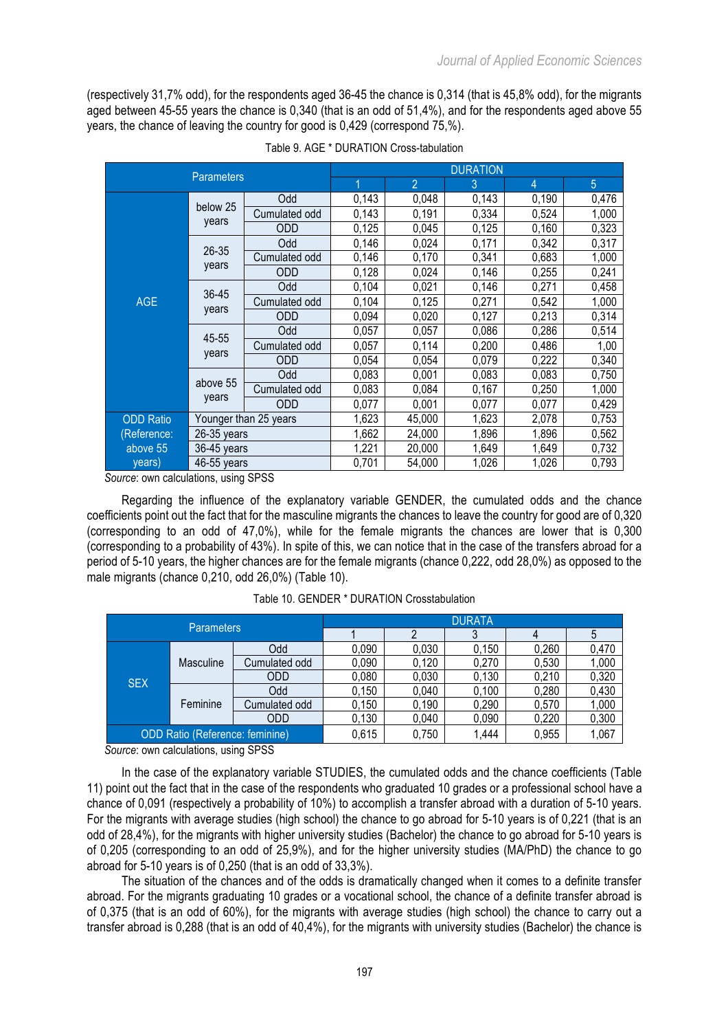(respectively 31,7% odd), for the respondents aged 36-45 the chance is 0,314 (that is 45,8% odd), for the migrants aged between 45-55 years the chance is 0,340 (that is an odd of 51,4%), and for the respondents aged above 55 years, the chance of leaving the country for good is 0,429 (correspond 75,%).

Table 9. AGE * DURATION Cross-tabulation

| Parameters | | | DURATION | | | | |
|---|---|---|---|---|---|---|---|
| | | | 1 | 2 | 3 | 4 | 5 |
| AGE | below 25 years | Odd | 0,143 | 0,048 | 0,143 | 0,190 | 0,476 |
| | | Cumulated odd | 0,143 | 0,191 | 0,334 | 0,524 | 1,000 |
| | | ODD | 0,125 | 0,045 | 0,125 | 0,160 | 0,323 |
| | 26-35 years | Odd | 0,146 | 0,024 | 0,171 | 0,342 | 0,317 |
| | | Cumulated odd | 0,146 | 0,170 | 0,341 | 0,683 | 1,000 |
| | | ODD | 0,128 | 0,024 | 0,146 | 0,255 | 0,241 |
| | 36-45 years | Odd | 0,104 | 0,021 | 0,146 | 0,271 | 0,458 |
| | | Cumulated odd | 0,104 | 0,125 | 0,271 | 0,542 | 1,000 |
| | | ODD | 0,094 | 0,020 | 0,127 | 0,213 | 0,314 |
| | 45-55 years | Odd | 0,057 | 0,057 | 0,086 | 0,286 | 0,514 |
| | | Cumulated odd | 0,057 | 0,114 | 0,200 | 0,486 | 1,00 |
| | | ODD | 0,054 | 0,054 | 0,079 | 0,222 | 0,340 |
| | above 55 years | Odd | 0,083 | 0,001 | 0,083 | 0,083 | 0,750 |
| | | Cumulated odd | 0,083 | 0,084 | 0,167 | 0,250 | 1,000 |
| | | ODD | 0,077 | 0,001 | 0,077 | 0,077 | 0,429 |
| ODD Ratio (Reference: above 55 years) | Younger than 25 years | | 1,623 | 45,000 | 1,623 | 2,078 | 0,753 |
| | 26-35 years | | 1,662 | 24,000 | 1,896 | 1,896 | 0,562 |
| | 36-45 years | | 1,221 | 20,000 | 1,649 | 1,649 | 0,732 |
| | 46-55 years | | 0,701 | 54,000 | 1,026 | 1,026 | 0,793 |

*Source*: own calculations, using SPSS

Regarding the influence of the explanatory variable GENDER, the cumulated odds and the chance coefficients point out the fact that for the masculine migrants the chances to leave the country for good are of 0,320 (corresponding to an odd of 47,0%), while for the female migrants the chances are lower that is 0,300 (corresponding to a probability of 43%). In spite of this, we can notice that in the case of the transfers abroad for a period of 5-10 years, the higher chances are for the female migrants (chance 0,222, odd 28,0%) as opposed to the male migrants (chance 0,210, odd 26,0%) (Table 10).

Table 10. GENDER * DURATION Crosstabulation

| Parameters | | | DURATA | | | | |
|---|---|---|---|---|---|---|---|
| | | | 1 | 2 | 3 | 4 | 5 |
| SEX | Masculine | Odd | 0,090 | 0,030 | 0,150 | 0,260 | 0,470 |
| | | Cumulated odd | 0,090 | 0,120 | 0,270 | 0,530 | 1,000 |
| | | ODD | 0,080 | 0,030 | 0,130 | 0,210 | 0,320 |
| | Feminine | Odd | 0,150 | 0,040 | 0,100 | 0,280 | 0,430 |
| | | Cumulated odd | 0,150 | 0,190 | 0,290 | 0,570 | 1,000 |
| | | ODD | 0,130 | 0,040 | 0,090 | 0,220 | 0,300 |
| ODD Ratio (Reference: feminine) | | | 0,615 | 0,750 | 1,444 | 0,955 | 1,067 |

*Source*: own calculations, using SPSS

In the case of the explanatory variable STUDIES, the cumulated odds and the chance coefficients (Table 11) point out the fact that in the case of the respondents who graduated 10 grades or a professional school have a chance of 0,091 (respectively a probability of 10%) to accomplish a transfer abroad with a duration of 5-10 years. For the migrants with average studies (high school) the chance to go abroad for 5-10 years is of 0,221 (that is an odd of 28,4%), for the migrants with higher university studies (Bachelor) the chance to go abroad for 5-10 years is of 0,205 (corresponding to an odd of 25,9%), and for the higher university studies (MA/PhD) the chance to go abroad for 5-10 years is of 0,250 (that is an odd of 33,3%).

The situation of the chances and of the odds is dramatically changed when it comes to a definite transfer abroad. For the migrants graduating 10 grades or a vocational school, the chance of a definite transfer abroad is of 0,375 (that is an odd of 60%), for the migrants with average studies (high school) the chance to carry out a transfer abroad is 0,288 (that is an odd of 40,4%), for the migrants with university studies (Bachelor) the chance is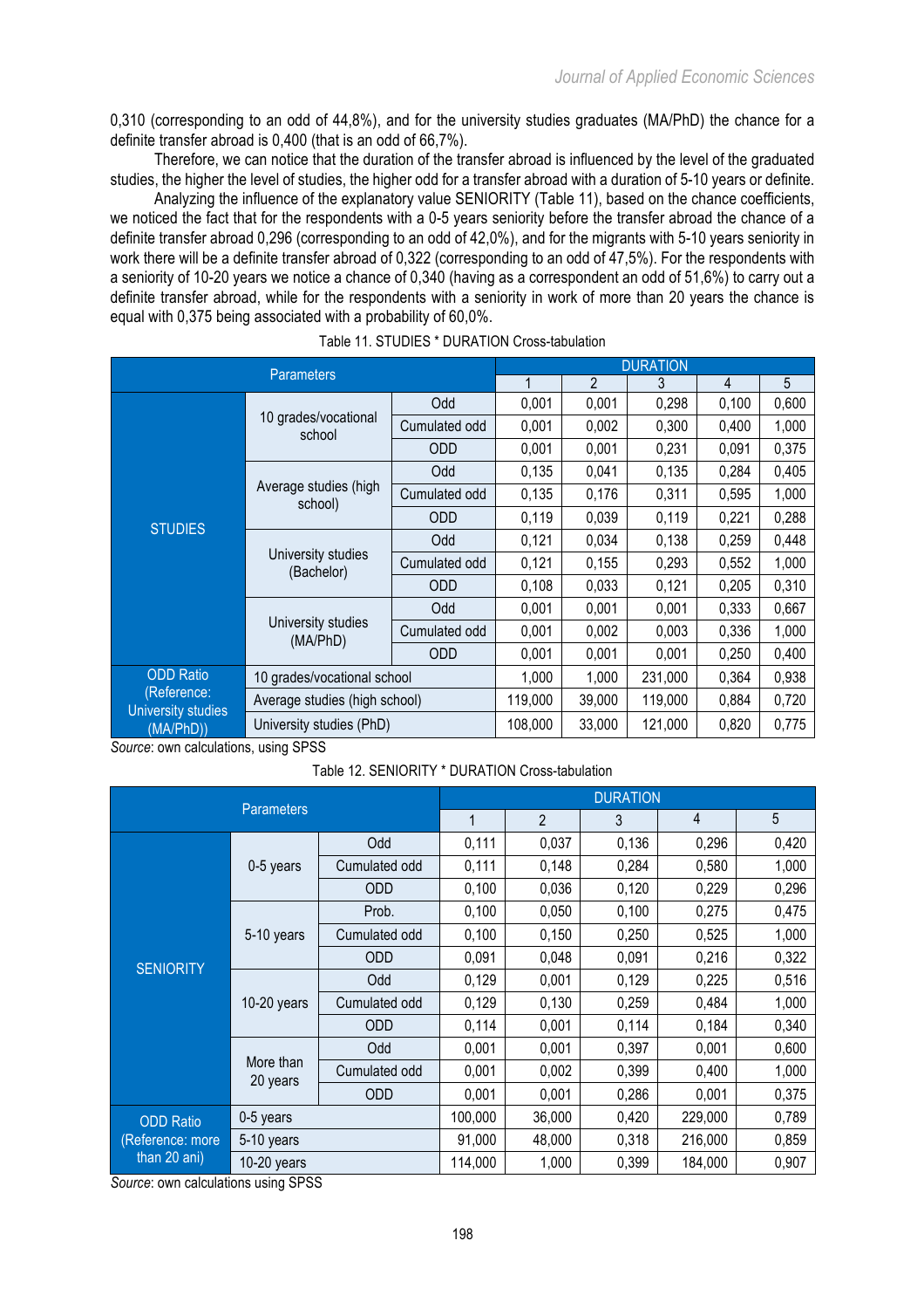0,310 (corresponding to an odd of 44,8%), and for the university studies graduates (MA/PhD) the chance for a definite transfer abroad is 0,400 (that is an odd of 66,7%).

Therefore, we can notice that the duration of the transfer abroad is influenced by the level of the graduated studies, the higher the level of studies, the higher odd for a transfer abroad with a duration of 5-10 years or definite.

Analyzing the influence of the explanatory value SENIORITY (Table 11), based on the chance coefficients, we noticed the fact that for the respondents with a 0-5 years seniority before the transfer abroad the chance of a definite transfer abroad 0,296 (corresponding to an odd of 42,0%), and for the migrants with 5-10 years seniority in work there will be a definite transfer abroad of 0,322 (corresponding to an odd of 47,5%). For the respondents with a seniority of 10-20 years we notice a chance of 0,340 (having as a correspondent an odd of 51,6%) to carry out a definite transfer abroad, while for the respondents with a seniority in work of more than 20 years the chance is equal with 0,375 being associated with a probability of 60,0%.

Table 11. STUDIES * DURATION Cross-tabulation

| Parameters | | | DURATION | | | | |
|---|---|---|---|---|---|---|---|
| | | | 1 | 2 | 3 | 4 | 5 |
| STUDIES | 10 grades/vocational school | Odd | 0,001 | 0,001 | 0,298 | 0,100 | 0,600 |
| | | Cumulated odd | 0,001 | 0,002 | 0,300 | 0,400 | 1,000 |
| | | ODD | 0,001 | 0,001 | 0,231 | 0,091 | 0,375 |
| | Average studies (high school) | Odd | 0,135 | 0,041 | 0,135 | 0,284 | 0,405 |
| | | Cumulated odd | 0,135 | 0,176 | 0,311 | 0,595 | 1,000 |
| | | ODD | 0,119 | 0,039 | 0,119 | 0,221 | 0,288 |
| | University studies (Bachelor) | Odd | 0,121 | 0,034 | 0,138 | 0,259 | 0,448 |
| | | Cumulated odd | 0,121 | 0,155 | 0,293 | 0,552 | 1,000 |
| | | ODD | 0,108 | 0,033 | 0,121 | 0,205 | 0,310 |
| | University studies (MA/PhD) | Odd | 0,001 | 0,001 | 0,001 | 0,333 | 0,667 |
| | | Cumulated odd | 0,001 | 0,002 | 0,003 | 0,336 | 1,000 |
| | | ODD | 0,001 | 0,001 | 0,001 | 0,250 | 0,400 |
| ODD Ratio (Reference: University studies (MA/PhD)) | 10 grades/vocational school | | 1,000 | 1,000 | 231,000 | 0,364 | 0,938 |
| | Average studies (high school) | | 119,000 | 39,000 | 119,000 | 0,884 | 0,720 |
| | University studies (PhD) | | 108,000 | 33,000 | 121,000 | 0,820 | 0,775 |

*Source*: own calculations, using SPSS

Table 12. SENIORITY * DURATION Cross-tabulation

| Parameters | | | DURATION | | | | |
|---|---|---|---|---|---|---|---|
| | | | 1 | 2 | 3 | 4 | 5 |
| SENIORITY | 0-5 years | Odd | 0,111 | 0,037 | 0,136 | 0,296 | 0,420 |
| | | Cumulated odd | 0,111 | 0,148 | 0,284 | 0,580 | 1,000 |
| | | ODD | 0,100 | 0,036 | 0,120 | 0,229 | 0,296 |
| | 5-10 years | Prob. | 0,100 | 0,050 | 0,100 | 0,275 | 0,475 |
| | | Cumulated odd | 0,100 | 0,150 | 0,250 | 0,525 | 1,000 |
| | | ODD | 0,091 | 0,048 | 0,091 | 0,216 | 0,322 |
| | 10-20 years | Odd | 0,129 | 0,001 | 0,129 | 0,225 | 0,516 |
| | | Cumulated odd | 0,129 | 0,130 | 0,259 | 0,484 | 1,000 |
| | | ODD | 0,114 | 0,001 | 0,114 | 0,184 | 0,340 |
| | More than 20 years | Odd | 0,001 | 0,001 | 0,397 | 0,001 | 0,600 |
| | | Cumulated odd | 0,001 | 0,002 | 0,399 | 0,400 | 1,000 |
| | | ODD | 0,001 | 0,001 | 0,286 | 0,001 | 0,375 |
| ODD Ratio (Reference: more than 20 ani) | 0-5 years | | 100,000 | 36,000 | 0,420 | 229,000 | 0,789 |
| | 5-10 years | | 91,000 | 48,000 | 0,318 | 216,000 | 0,859 |
| | 10-20 years | | 114,000 | 1,000 | 0,399 | 184,000 | 0,907 |

*Source*: own calculations using SPSS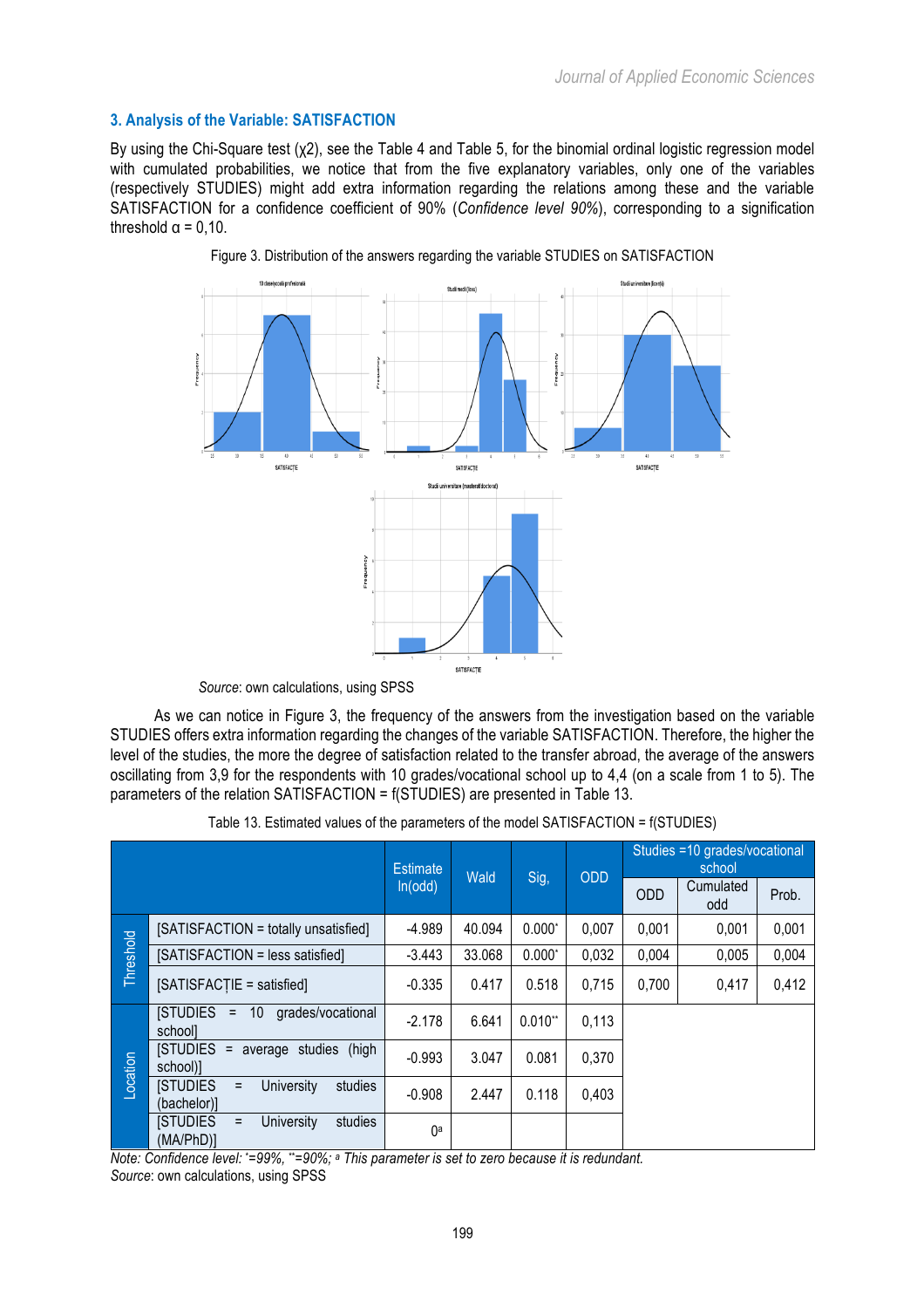### 3. Analysis of the Variable: SATISFACTION

By using the Chi-Square test (χ2), see the Table 4 and Table 5, for the binomial ordinal logistic regression model with cumulated probabilities, we notice that from the five explanatory variables, only one of the variables (respectively STUDIES) might add extra information regarding the relations among these and the variable SATISFACTION for a confidence coefficient of 90% (*Confidence level 90%*), corresponding to a signification threshold α = 0,10.

Figure 3. Distribution of the answers regarding the variable STUDIES on SATISFACTION

*Source*: own calculations, using SPSS

As we can notice in Figure 3, the frequency of the answers from the investigation based on the variable STUDIES offers extra information regarding the changes of the variable SATISFACTION. Therefore, the higher the level of the studies, the more the degree of satisfaction related to the transfer abroad, the average of the answers oscillating from 3,9 for the respondents with 10 grades/vocational school up to 4,4 (on a scale from 1 to 5). The parameters of the relation SATISFACTION = f(STUDIES) are presented in Table 13.

Table 13. Estimated values of the parameters of the model SATISFACTION = f(STUDIES)

| | | Estimate ln(odd) | Wald | Sig, | ODD | Studies =10 grades/vocational school | | |
|---|---|---|---|---|---|---|---|---|
| | | | | | | ODD | Cumulated odd | Prob. |
| Threshold | [SATISFACTION = totally unsatisfied] | -4.989 | 40.094 | 0.000* | 0,007 | 0,001 | 0,001 | 0,001 |
| | [SATISFACTION = less satisfied] | -3.443 | 33.068 | 0.000* | 0,032 | 0,004 | 0,005 | 0,004 |
| | [SATISFACȚIE = satisfied] | -0.335 | 0.417 | 0.518 | 0,715 | 0,700 | 0,417 | 0,412 |
| Location | [STUDIES = 10 grades/vocational school] | -2.178 | 6.641 | 0.010** | 0,113 | | | |
| | [STUDIES = average studies (high school)] | -0.993 | 3.047 | 0.081 | 0,370 | | | |
| | [STUDIES = University studies (bachelor)] | -0.908 | 2.447 | 0.118 | 0,403 | | | |
| | [STUDIES = University studies (MA/PhD)] | 0[a] | | | | | | |

*Note: Confidence level: * =99%, ** =90%; [a] This parameter is set to zero because it is redundant.*
*Source*: own calculations, using SPSS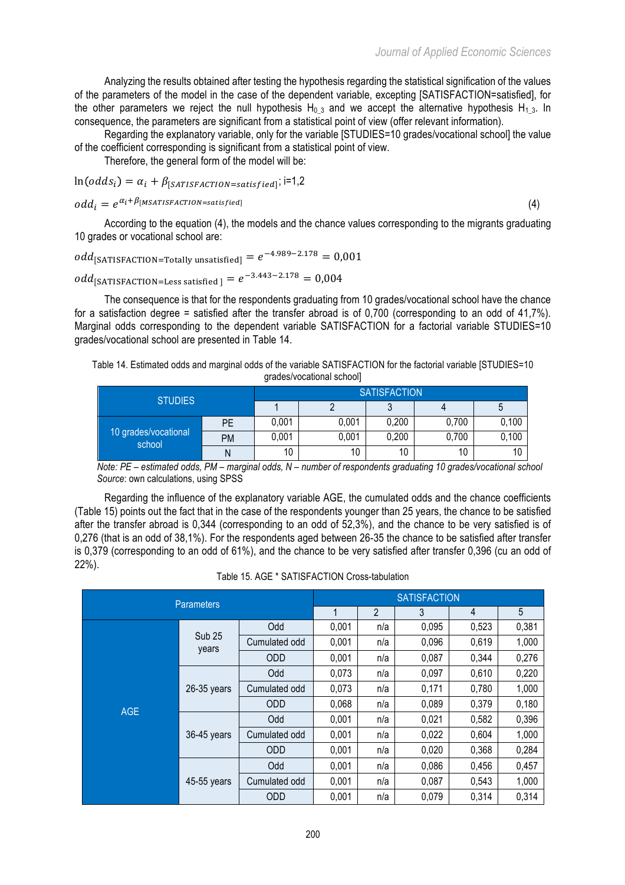Analyzing the results obtained after testing the hypothesis regarding the statistical signification of the values of the parameters of the model in the case of the dependent variable, excepting [SATISFACTION=satisfied], for the other parameters we reject the null hypothesis $H_{0\_3}$ and we accept the alternative hypothesis $H_{1\_3}$. In consequence, the parameters are significant from a statistical point of view (offer relevant information).

Regarding the explanatory variable, only for the variable [STUDIES=10 grades/vocational school] the value of the coefficient corresponding is significant from a statistical point of view.

Therefore, the general form of the model will be:

$$\ln(odds_i) = \alpha_i + \beta_{[SATISFACTION=satisfied]};\ i=1,2$$

$$odd_i = e^{\alpha_i + \beta_{[MSATISFACTION=satisfied]}} \tag{4}$$

According to the equation (4), the models and the chance values corresponding to the migrants graduating 10 grades or vocational school are:

$$odd_{[\text{SATISFACTION=Totally unsatisfied}]} = e^{-4.989-2.178} = 0{,}001$$

$$odd_{[\text{SATISFACTION=Less satisfied}]} = e^{-3.443-2.178} = 0{,}004$$

The consequence is that for the respondents graduating from 10 grades/vocational school have the chance for a satisfaction degree = satisfied after the transfer abroad is of 0,700 (corresponding to an odd of 41,7%). Marginal odds corresponding to the dependent variable SATISFACTION for a factorial variable STUDIES=10 grades/vocational school are presented in Table 14.

Table 14. Estimated odds and marginal odds of the variable SATISFACTION for the factorial variable [STUDIES=10 grades/vocational school]

| STUDIES | | SATISFACTION | | | | |
|---|---|---|---|---|---|---|
| | | 1 | 2 | 3 | 4 | 5 |
| 10 grades/vocational school | PE | 0,001 | 0,001 | 0,200 | 0,700 | 0,100 |
| | PM | 0,001 | 0,001 | 0,200 | 0,700 | 0,100 |
| | N | 10 | 10 | 10 | 10 | 10 |

*Note: PE – estimated odds, PM – marginal odds, N – number of respondents graduating 10 grades/vocational school*
*Source*: own calculations, using SPSS

Regarding the influence of the explanatory variable AGE, the cumulated odds and the chance coefficients (Table 15) points out the fact that in the case of the respondents younger than 25 years, the chance to be satisfied after the transfer abroad is 0,344 (corresponding to an odd of 52,3%), and the chance to be very satisfied is of 0,276 (that is an odd of 38,1%). For the respondents aged between 26-35 the chance to be satisfied after transfer is 0,379 (corresponding to an odd of 61%), and the chance to be very satisfied after transfer 0,396 (cu an odd of 22%).

Table 15. AGE * SATISFACTION Cross-tabulation

| Parameters | | | SATISFACTION | | | | |
|---|---|---|---|---|---|---|---|
| | | | 1 | 2 | 3 | 4 | 5 |
| AGE | Sub 25 years | Odd | 0,001 | n/a | 0,095 | 0,523 | 0,381 |
| | | Cumulated odd | 0,001 | n/a | 0,096 | 0,619 | 1,000 |
| | | ODD | 0,001 | n/a | 0,087 | 0,344 | 0,276 |
| | 26-35 years | Odd | 0,073 | n/a | 0,097 | 0,610 | 0,220 |
| | | Cumulated odd | 0,073 | n/a | 0,171 | 0,780 | 1,000 |
| | | ODD | 0,068 | n/a | 0,089 | 0,379 | 0,180 |
| | 36-45 years | Odd | 0,001 | n/a | 0,021 | 0,582 | 0,396 |
| | | Cumulated odd | 0,001 | n/a | 0,022 | 0,604 | 1,000 |
| | | ODD | 0,001 | n/a | 0,020 | 0,368 | 0,284 |
| | 45-55 years | Odd | 0,001 | n/a | 0,086 | 0,456 | 0,457 |
| | | Cumulated odd | 0,001 | n/a | 0,087 | 0,543 | 1,000 |
| | | ODD | 0,001 | n/a | 0,079 | 0,314 | 0,314 |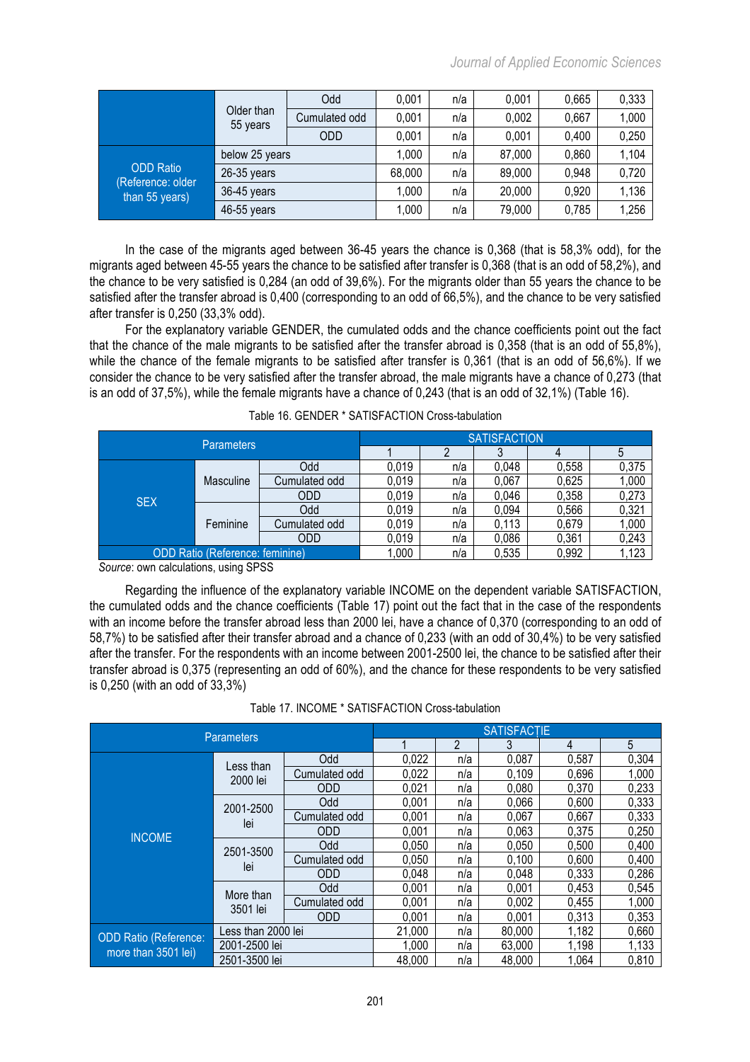| | | | | | | | |
|---|---|---|---|---|---|---|---|
| | Older than 55 years | Odd | 0,001 | n/a | 0,001 | 0,665 | 0,333 |
| | | Cumulated odd | 0,001 | n/a | 0,002 | 0,667 | 1,000 |
| | | ODD | 0,001 | n/a | 0,001 | 0,400 | 0,250 |
| ODD Ratio (Reference: older than 55 years) | below 25 years | | 1,000 | n/a | 87,000 | 0,860 | 1,104 |
| | 26-35 years | | 68,000 | n/a | 89,000 | 0,948 | 0,720 |
| | 36-45 years | | 1,000 | n/a | 20,000 | 0,920 | 1,136 |
| | 46-55 years | | 1,000 | n/a | 79,000 | 0,785 | 1,256 |

In the case of the migrants aged between 36-45 years the chance is 0,368 (that is 58,3% odd), for the migrants aged between 45-55 years the chance to be satisfied after transfer is 0,368 (that is an odd of 58,2%), and the chance to be very satisfied is 0,284 (an odd of 39,6%). For the migrants older than 55 years the chance to be satisfied after the transfer abroad is 0,400 (corresponding to an odd of 66,5%), and the chance to be very satisfied after transfer is 0,250 (33,3% odd).

For the explanatory variable GENDER, the cumulated odds and the chance coefficients point out the fact that the chance of the male migrants to be satisfied after the transfer abroad is 0,358 (that is an odd of 55,8%), while the chance of the female migrants to be satisfied after transfer is 0,361 (that is an odd of 56,6%). If we consider the chance to be very satisfied after the transfer abroad, the male migrants have a chance of 0,273 (that is an odd of 37,5%), while the female migrants have a chance of 0,243 (that is an odd of 32,1%) (Table 16).

Table 16. GENDER * SATISFACTION Cross-tabulation

| Parameters | | | SATISFACTION | | | | |
|---|---|---|---|---|---|---|---|
| | | | 1 | 2 | 3 | 4 | 5 |
| SEX | Masculine | Odd | 0,019 | n/a | 0,048 | 0,558 | 0,375 |
| | | Cumulated odd | 0,019 | n/a | 0,067 | 0,625 | 1,000 |
| | | ODD | 0,019 | n/a | 0,046 | 0,358 | 0,273 |
| | Feminine | Odd | 0,019 | n/a | 0,094 | 0,566 | 0,321 |
| | | Cumulated odd | 0,019 | n/a | 0,113 | 0,679 | 1,000 |
| | | ODD | 0,019 | n/a | 0,086 | 0,361 | 0,243 |
| ODD Ratio (Reference: feminine) | | | 1,000 | n/a | 0,535 | 0,992 | 1,123 |

*Source*: own calculations, using SPSS

Regarding the influence of the explanatory variable INCOME on the dependent variable SATISFACTION, the cumulated odds and the chance coefficients (Table 17) point out the fact that in the case of the respondents with an income before the transfer abroad less than 2000 lei, have a chance of 0,370 (corresponding to an odd of 58,7%) to be satisfied after their transfer abroad and a chance of 0,233 (with an odd of 30,4%) to be very satisfied after the transfer. For the respondents with an income between 2001-2500 lei, the chance to be satisfied after their transfer abroad is 0,375 (representing an odd of 60%), and the chance for these respondents to be very satisfied is 0,250 (with an odd of 33,3%)

Table 17. INCOME * SATISFACTION Cross-tabulation

| Parameters | | | SATISFACȚIE | | | | |
|---|---|---|---|---|---|---|---|
| | | | 1 | 2 | 3 | 4 | 5 |
| INCOME | Less than 2000 lei | Odd | 0,022 | n/a | 0,087 | 0,587 | 0,304 |
| | | Cumulated odd | 0,022 | n/a | 0,109 | 0,696 | 1,000 |
| | | ODD | 0,021 | n/a | 0,080 | 0,370 | 0,233 |
| | 2001-2500 lei | Odd | 0,001 | n/a | 0,066 | 0,600 | 0,333 |
| | | Cumulated odd | 0,001 | n/a | 0,067 | 0,667 | 0,333 |
| | | ODD | 0,001 | n/a | 0,063 | 0,375 | 0,250 |
| | 2501-3500 lei | Odd | 0,050 | n/a | 0,050 | 0,500 | 0,400 |
| | | Cumulated odd | 0,050 | n/a | 0,100 | 0,600 | 0,400 |
| | | ODD | 0,048 | n/a | 0,048 | 0,333 | 0,286 |
| | More than 3501 lei | Odd | 0,001 | n/a | 0,001 | 0,453 | 0,545 |
| | | Cumulated odd | 0,001 | n/a | 0,002 | 0,455 | 1,000 |
| | | ODD | 0,001 | n/a | 0,001 | 0,313 | 0,353 |
| ODD Ratio (Reference: more than 3501 lei) | Less than 2000 lei | | 21,000 | n/a | 80,000 | 1,182 | 0,660 |
| | 2001-2500 lei | | 1,000 | n/a | 63,000 | 1,198 | 1,133 |
| | 2501-3500 lei | | 48,000 | n/a | 48,000 | 1,064 | 0,810 |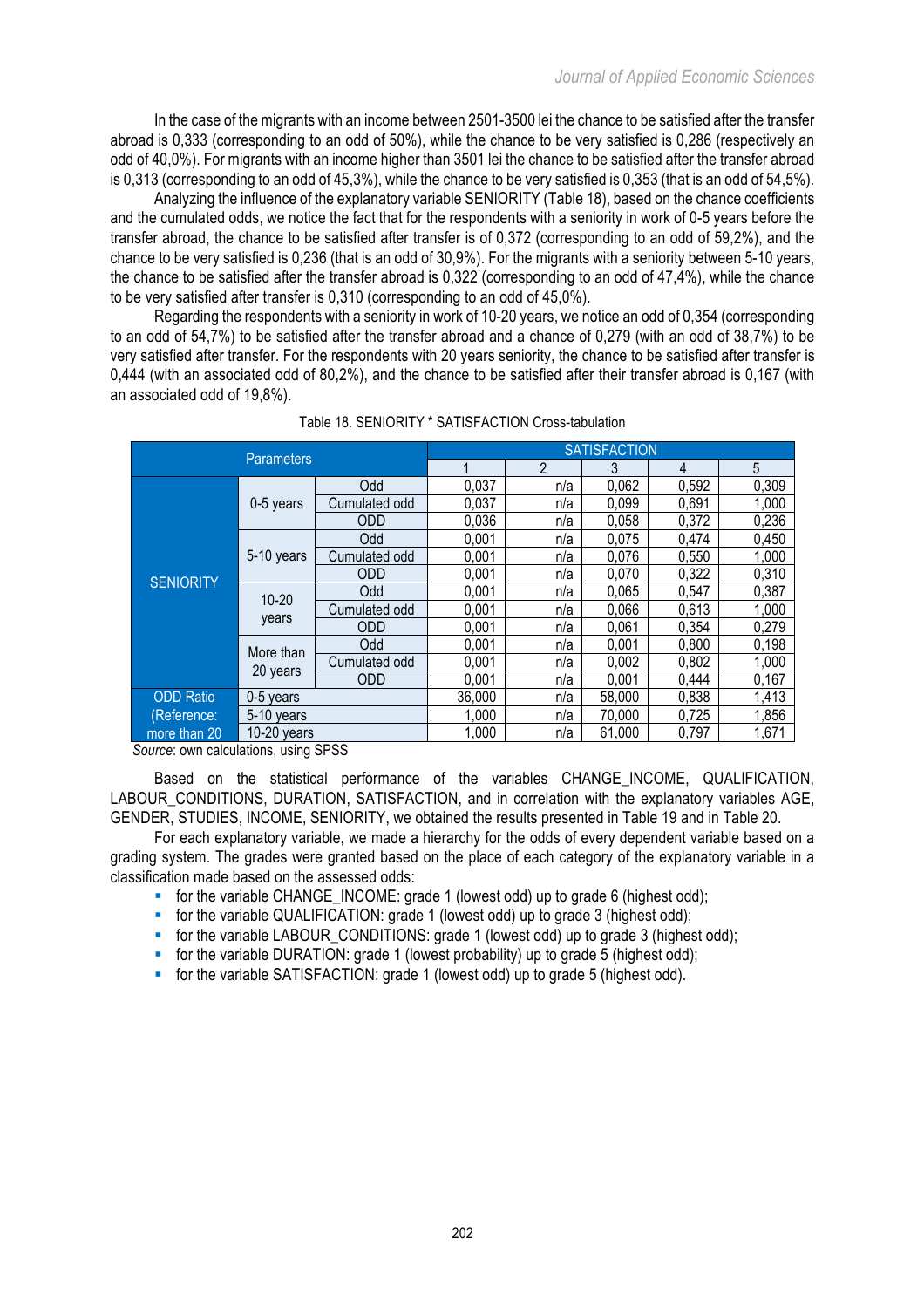In the case of the migrants with an income between 2501-3500 lei the chance to be satisfied after the transfer abroad is 0,333 (corresponding to an odd of 50%), while the chance to be very satisfied is 0,286 (respectively an odd of 40,0%). For migrants with an income higher than 3501 lei the chance to be satisfied after the transfer abroad is 0,313 (corresponding to an odd of 45,3%), while the chance to be very satisfied is 0,353 (that is an odd of 54,5%).

Analyzing the influence of the explanatory variable SENIORITY (Table 18), based on the chance coefficients and the cumulated odds, we notice the fact that for the respondents with a seniority in work of 0-5 years before the transfer abroad, the chance to be satisfied after transfer is of 0,372 (corresponding to an odd of 59,2%), and the chance to be very satisfied is 0,236 (that is an odd of 30,9%). For the migrants with a seniority between 5-10 years, the chance to be satisfied after the transfer abroad is 0,322 (corresponding to an odd of 47,4%), while the chance to be very satisfied after transfer is 0,310 (corresponding to an odd of 45,0%).

Regarding the respondents with a seniority in work of 10-20 years, we notice an odd of 0,354 (corresponding to an odd of 54,7%) to be satisfied after the transfer abroad and a chance of 0,279 (with an odd of 38,7%) to be very satisfied after transfer. For the respondents with 20 years seniority, the chance to be satisfied after transfer is 0,444 (with an associated odd of 80,2%), and the chance to be satisfied after their transfer abroad is 0,167 (with an associated odd of 19,8%).

Table 18. SENIORITY * SATISFACTION Cross-tabulation

| Parameters | | | SATISFACTION | | | | |
|---|---|---|---|---|---|---|---|
| | | | 1 | 2 | 3 | 4 | 5 |
| SENIORITY | 0-5 years | Odd | 0,037 | n/a | 0,062 | 0,592 | 0,309 |
| | | Cumulated odd | 0,037 | n/a | 0,099 | 0,691 | 1,000 |
| | | ODD | 0,036 | n/a | 0,058 | 0,372 | 0,236 |
| | 5-10 years | Odd | 0,001 | n/a | 0,075 | 0,474 | 0,450 |
| | | Cumulated odd | 0,001 | n/a | 0,076 | 0,550 | 1,000 |
| | | ODD | 0,001 | n/a | 0,070 | 0,322 | 0,310 |
| | 10-20 years | Odd | 0,001 | n/a | 0,065 | 0,547 | 0,387 |
| | | Cumulated odd | 0,001 | n/a | 0,066 | 0,613 | 1,000 |
| | | ODD | 0,001 | n/a | 0,061 | 0,354 | 0,279 |
| | More than 20 years | Odd | 0,001 | n/a | 0,001 | 0,800 | 0,198 |
| | | Cumulated odd | 0,001 | n/a | 0,002 | 0,802 | 1,000 |
| | | ODD | 0,001 | n/a | 0,001 | 0,444 | 0,167 |
| ODD Ratio (Reference: more than 20 | 0-5 years | | 36,000 | n/a | 58,000 | 0,838 | 1,413 |
| | 5-10 years | | 1,000 | n/a | 70,000 | 0,725 | 1,856 |
| | 10-20 years | | 1,000 | n/a | 61,000 | 0,797 | 1,671 |

*Source*: own calculations, using SPSS

Based on the statistical performance of the variables CHANGE_INCOME, QUALIFICATION, LABOUR_CONDITIONS, DURATION, SATISFACTION, and in correlation with the explanatory variables AGE, GENDER, STUDIES, INCOME, SENIORITY, we obtained the results presented in Table 19 and in Table 20.

For each explanatory variable, we made a hierarchy for the odds of every dependent variable based on a grading system. The grades were granted based on the place of each category of the explanatory variable in a classification made based on the assessed odds:

- for the variable CHANGE_INCOME: grade 1 (lowest odd) up to grade 6 (highest odd);
- for the variable QUALIFICATION: grade 1 (lowest odd) up to grade 3 (highest odd);
- for the variable LABOUR_CONDITIONS: grade 1 (lowest odd) up to grade 3 (highest odd);
- for the variable DURATION: grade 1 (lowest probability) up to grade 5 (highest odd);
- for the variable SATISFACTION: grade 1 (lowest odd) up to grade 5 (highest odd).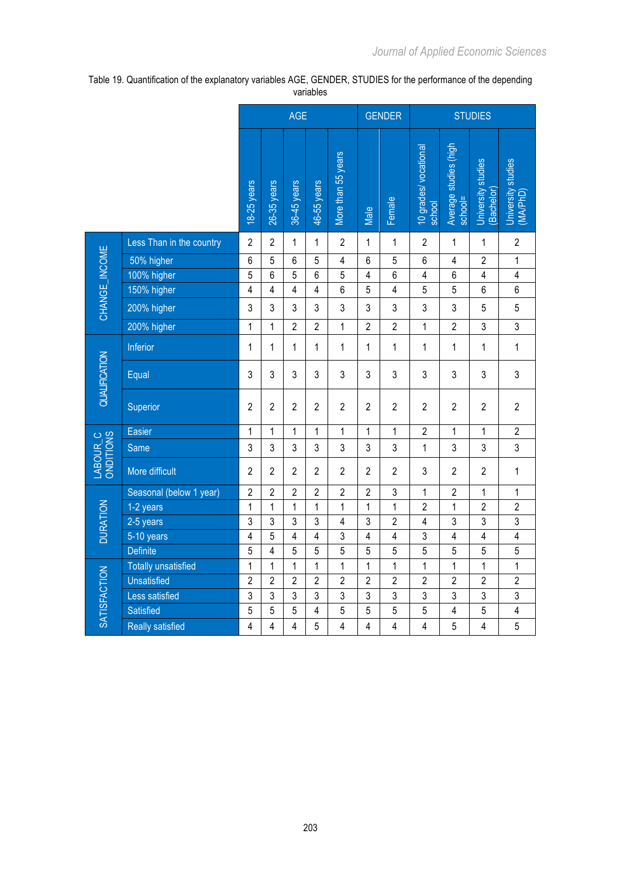Table 19. Quantification of the explanatory variables AGE, GENDER, STUDIES for the performance of the depending variables

| | | AGE | | | | | GENDER | | STUDIES | | | |
|---|---|---|---|---|---|---|---|---|---|---|---|---|
| | | 18-25 years | 26-35 years | 36-45 years | 46-55 years | More than 55 years | Male | Female | 10 grades/ vocational school | Average studies (high school= | University studies (Bachelor) | University studies (MA/PhD) |
| CHANGE_INCOME | Less Than in the country | 2 | 2 | 1 | 1 | 2 | 1 | 1 | 2 | 1 | 1 | 2 |
| | 50% higher | 6 | 5 | 6 | 5 | 4 | 6 | 5 | 6 | 4 | 2 | 1 |
| | 100% higher | 5 | 6 | 5 | 6 | 5 | 4 | 6 | 4 | 6 | 4 | 4 |
| | 150% higher | 4 | 4 | 4 | 4 | 6 | 5 | 4 | 5 | 5 | 6 | 6 |
| | 200% higher | 3 | 3 | 3 | 3 | 3 | 3 | 3 | 3 | 3 | 5 | 5 |
| | 200% higher | 1 | 1 | 2 | 2 | 1 | 2 | 2 | 1 | 2 | 3 | 3 |
| QUALIFICATION | Inferior | 1 | 1 | 1 | 1 | 1 | 1 | 1 | 1 | 1 | 1 | 1 |
| | Equal | 3 | 3 | 3 | 3 | 3 | 3 | 3 | 3 | 3 | 3 | 3 |
| | Superior | 2 | 2 | 2 | 2 | 2 | 2 | 2 | 2 | 2 | 2 | 2 |
| LABOUR_CONDITIONS | Easier | 1 | 1 | 1 | 1 | 1 | 1 | 1 | 2 | 1 | 1 | 2 |
| | Same | 3 | 3 | 3 | 3 | 3 | 3 | 3 | 1 | 3 | 3 | 3 |
| | More difficult | 2 | 2 | 2 | 2 | 2 | 2 | 2 | 3 | 2 | 2 | 1 |
| DURATION | Seasonal (below 1 year) | 2 | 2 | 2 | 2 | 2 | 2 | 3 | 1 | 2 | 1 | 1 |
| | 1-2 years | 1 | 1 | 1 | 1 | 1 | 1 | 1 | 2 | 1 | 2 | 2 |
| | 2-5 years | 3 | 3 | 3 | 3 | 4 | 3 | 2 | 4 | 3 | 3 | 3 |
| | 5-10 years | 4 | 5 | 4 | 4 | 3 | 4 | 4 | 3 | 4 | 4 | 4 |
| | Definite | 5 | 4 | 5 | 5 | 5 | 5 | 5 | 5 | 5 | 5 | 5 |
| SATISFACTION | Totally unsatisfied | 1 | 1 | 1 | 1 | 1 | 1 | 1 | 1 | 1 | 1 | 1 |
| | Unsatisfied | 2 | 2 | 2 | 2 | 2 | 2 | 2 | 2 | 2 | 2 | 2 |
| | Less satisfied | 3 | 3 | 3 | 3 | 3 | 3 | 3 | 3 | 3 | 3 | 3 |
| | Satisfied | 5 | 5 | 5 | 4 | 5 | 5 | 5 | 5 | 4 | 5 | 4 |
| | Really satisfied | 4 | 4 | 4 | 5 | 4 | 4 | 4 | 4 | 5 | 4 | 5 |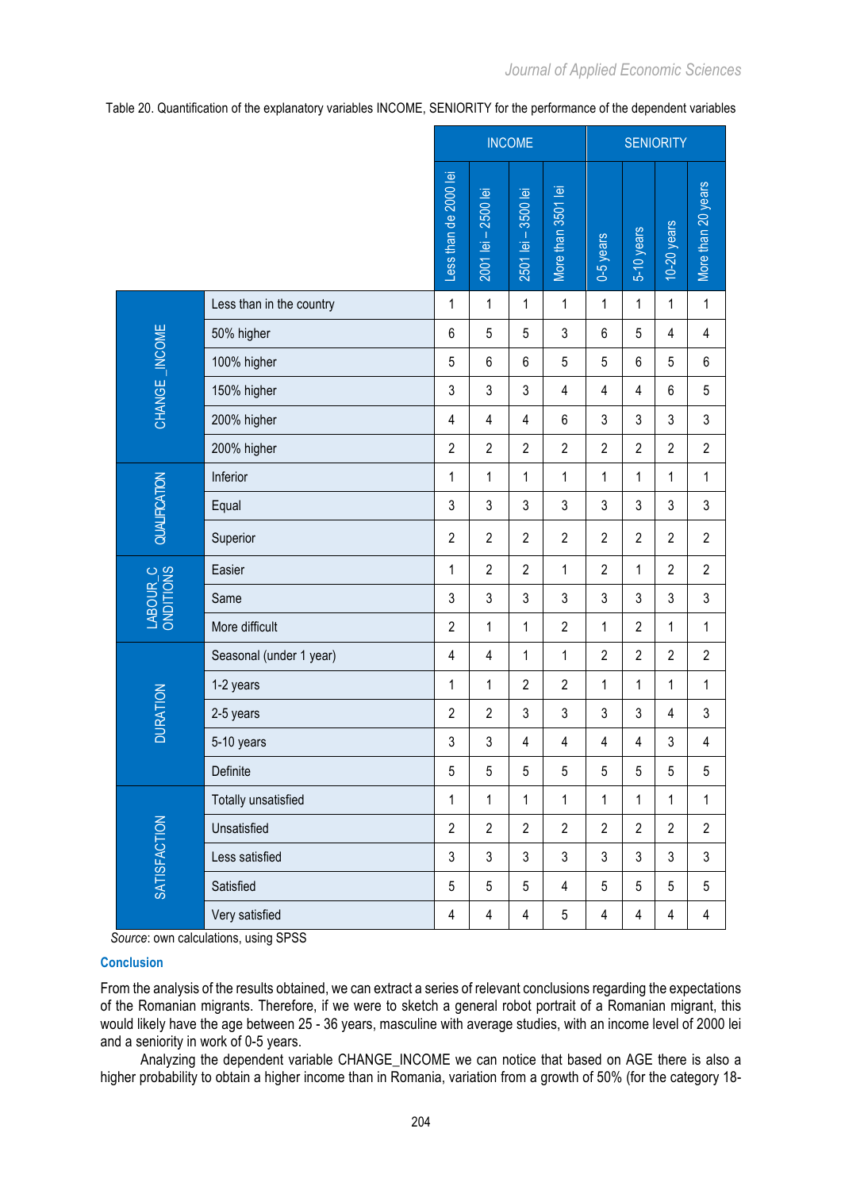Table 20. Quantification of the explanatory variables INCOME, SENIORITY for the performance of the dependent variables

| | | INCOME | | | | SENIORITY | | | |
|---|---|---|---|---|---|---|---|---|---|
| | | Less than de 2000 lei | 2001 lei – 2500 lei | 2501 lei – 3500 lei | More than 3501 lei | 0-5 years | 5-10 years | 10-20 years | More than 20 years |
| CHANGE_INCOME | Less than in the country | 1 | 1 | 1 | 1 | 1 | 1 | 1 | 1 |
| | 50% higher | 6 | 5 | 5 | 3 | 6 | 5 | 4 | 4 |
| | 100% higher | 5 | 6 | 6 | 5 | 5 | 6 | 5 | 6 |
| | 150% higher | 3 | 3 | 3 | 4 | 4 | 4 | 6 | 5 |
| | 200% higher | 4 | 4 | 4 | 6 | 3 | 3 | 3 | 3 |
| | 200% higher | 2 | 2 | 2 | 2 | 2 | 2 | 2 | 2 |
| QUALIFICATION | Inferior | 1 | 1 | 1 | 1 | 1 | 1 | 1 | 1 |
| | Equal | 3 | 3 | 3 | 3 | 3 | 3 | 3 | 3 |
| | Superior | 2 | 2 | 2 | 2 | 2 | 2 | 2 | 2 |
| LABOUR_CONDITIONS | Easier | 1 | 2 | 2 | 1 | 2 | 1 | 2 | 2 |
| | Same | 3 | 3 | 3 | 3 | 3 | 3 | 3 | 3 |
| | More difficult | 2 | 1 | 1 | 2 | 1 | 2 | 1 | 1 |
| DURATION | Seasonal (under 1 year) | 4 | 4 | 1 | 1 | 2 | 2 | 2 | 2 |
| | 1-2 years | 1 | 1 | 2 | 2 | 1 | 1 | 1 | 1 |
| | 2-5 years | 2 | 2 | 3 | 3 | 3 | 3 | 4 | 3 |
| | 5-10 years | 3 | 3 | 4 | 4 | 4 | 4 | 3 | 4 |
| | Definite | 5 | 5 | 5 | 5 | 5 | 5 | 5 | 5 |
| SATISFACTION | Totally unsatisfied | 1 | 1 | 1 | 1 | 1 | 1 | 1 | 1 |
| | Unsatisfied | 2 | 2 | 2 | 2 | 2 | 2 | 2 | 2 |
| | Less satisfied | 3 | 3 | 3 | 3 | 3 | 3 | 3 | 3 |
| | Satisfied | 5 | 5 | 5 | 4 | 5 | 5 | 5 | 5 |
| | Very satisfied | 4 | 4 | 4 | 5 | 4 | 4 | 4 | 4 |

*Source*: own calculations, using SPSS

## Conclusion

From the analysis of the results obtained, we can extract a series of relevant conclusions regarding the expectations of the Romanian migrants. Therefore, if we were to sketch a general robot portrait of a Romanian migrant, this would likely have the age between 25 - 36 years, masculine with average studies, with an income level of 2000 lei and a seniority in work of 0-5 years.

Analyzing the dependent variable CHANGE_INCOME we can notice that based on AGE there is also a higher probability to obtain a higher income than in Romania, variation from a growth of 50% (for the category 18-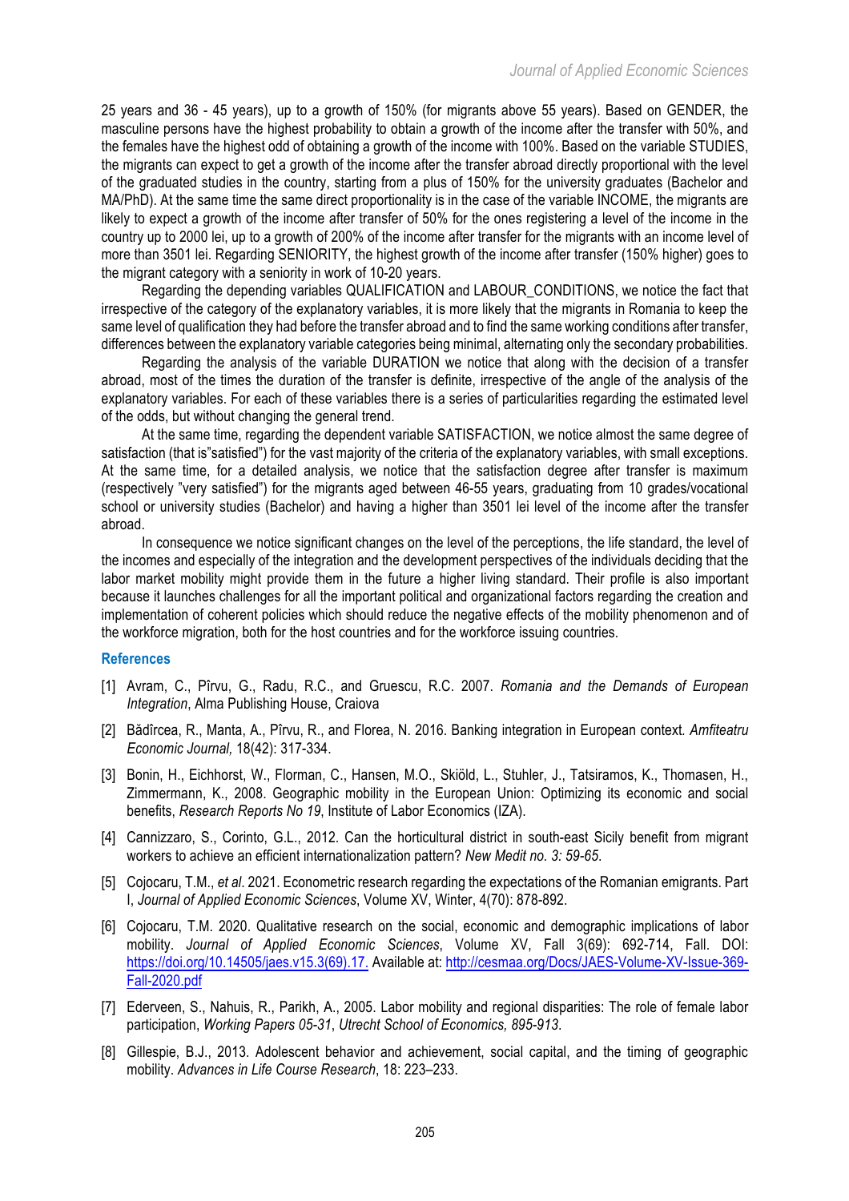25 years and 36 - 45 years), up to a growth of 150% (for migrants above 55 years). Based on GENDER, the masculine persons have the highest probability to obtain a growth of the income after the transfer with 50%, and the females have the highest odd of obtaining a growth of the income with 100%. Based on the variable STUDIES, the migrants can expect to get a growth of the income after the transfer abroad directly proportional with the level of the graduated studies in the country, starting from a plus of 150% for the university graduates (Bachelor and MA/PhD). At the same time the same direct proportionality is in the case of the variable INCOME, the migrants are likely to expect a growth of the income after transfer of 50% for the ones registering a level of the income in the country up to 2000 lei, up to a growth of 200% of the income after transfer for the migrants with an income level of more than 3501 lei. Regarding SENIORITY, the highest growth of the income after transfer (150% higher) goes to the migrant category with a seniority in work of 10-20 years.

Regarding the depending variables QUALIFICATION and LABOUR_CONDITIONS, we notice the fact that irrespective of the category of the explanatory variables, it is more likely that the migrants in Romania to keep the same level of qualification they had before the transfer abroad and to find the same working conditions after transfer, differences between the explanatory variable categories being minimal, alternating only the secondary probabilities.

Regarding the analysis of the variable DURATION we notice that along with the decision of a transfer abroad, most of the times the duration of the transfer is definite, irrespective of the angle of the analysis of the explanatory variables. For each of these variables there is a series of particularities regarding the estimated level of the odds, but without changing the general trend.

At the same time, regarding the dependent variable SATISFACTION, we notice almost the same degree of satisfaction (that is"satisfied") for the vast majority of the criteria of the explanatory variables, with small exceptions. At the same time, for a detailed analysis, we notice that the satisfaction degree after transfer is maximum (respectively "very satisfied") for the migrants aged between 46-55 years, graduating from 10 grades/vocational school or university studies (Bachelor) and having a higher than 3501 lei level of the income after the transfer abroad.

In consequence we notice significant changes on the level of the perceptions, the life standard, the level of the incomes and especially of the integration and the development perspectives of the individuals deciding that the labor market mobility might provide them in the future a higher living standard. Their profile is also important because it launches challenges for all the important political and organizational factors regarding the creation and implementation of coherent policies which should reduce the negative effects of the mobility phenomenon and of the workforce migration, both for the host countries and for the workforce issuing countries.

## References

[1] Avram, C., Pîrvu, G., Radu, R.C., and Gruescu, R.C. 2007. *Romania and the Demands of European Integration*, Alma Publishing House, Craiova

[2] Bădîrcea, R., Manta, A., Pîrvu, R., and Florea, N. 2016. Banking integration in European context. *Amfiteatru Economic Journal,* 18(42): 317-334.

[3] Bonin, H., Eichhorst, W., Florman, C., Hansen, M.O., Skiöld, L., Stuhler, J., Tatsiramos, K., Thomasen, H., Zimmermann, K., 2008. Geographic mobility in the European Union: Optimizing its economic and social benefits, *Research Reports No 19*, Institute of Labor Economics (IZA).

[4] Cannizzaro, S., Corinto, G.L., 2012. Can the horticultural district in south-east Sicily benefit from migrant workers to achieve an efficient internationalization pattern? *New Medit no. 3: 59-65.*

[5] Cojocaru, T.M., *et al*. 2021. Econometric research regarding the expectations of the Romanian emigrants. Part I, *Journal of Applied Economic Sciences*, Volume XV, Winter, 4(70): 878-892.

[6] Cojocaru, T.M. 2020. Qualitative research on the social, economic and demographic implications of labor mobility. *Journal of Applied Economic Sciences*, Volume XV, Fall 3(69): 692-714, Fall. DOI: https://doi.org/10.14505/jaes.v15.3(69).17. Available at: http://cesmaa.org/Docs/JAES-Volume-XV-Issue-369-Fall-2020.pdf

[7] Ederveen, S., Nahuis, R., Parikh, A., 2005. Labor mobility and regional disparities: The role of female labor participation, *Working Papers 05-31*, *Utrecht School of Economics, 895-913.*

[8] Gillespie, B.J., 2013. Adolescent behavior and achievement, social capital, and the timing of geographic mobility. *Advances in Life Course Research*, 18: 223–233.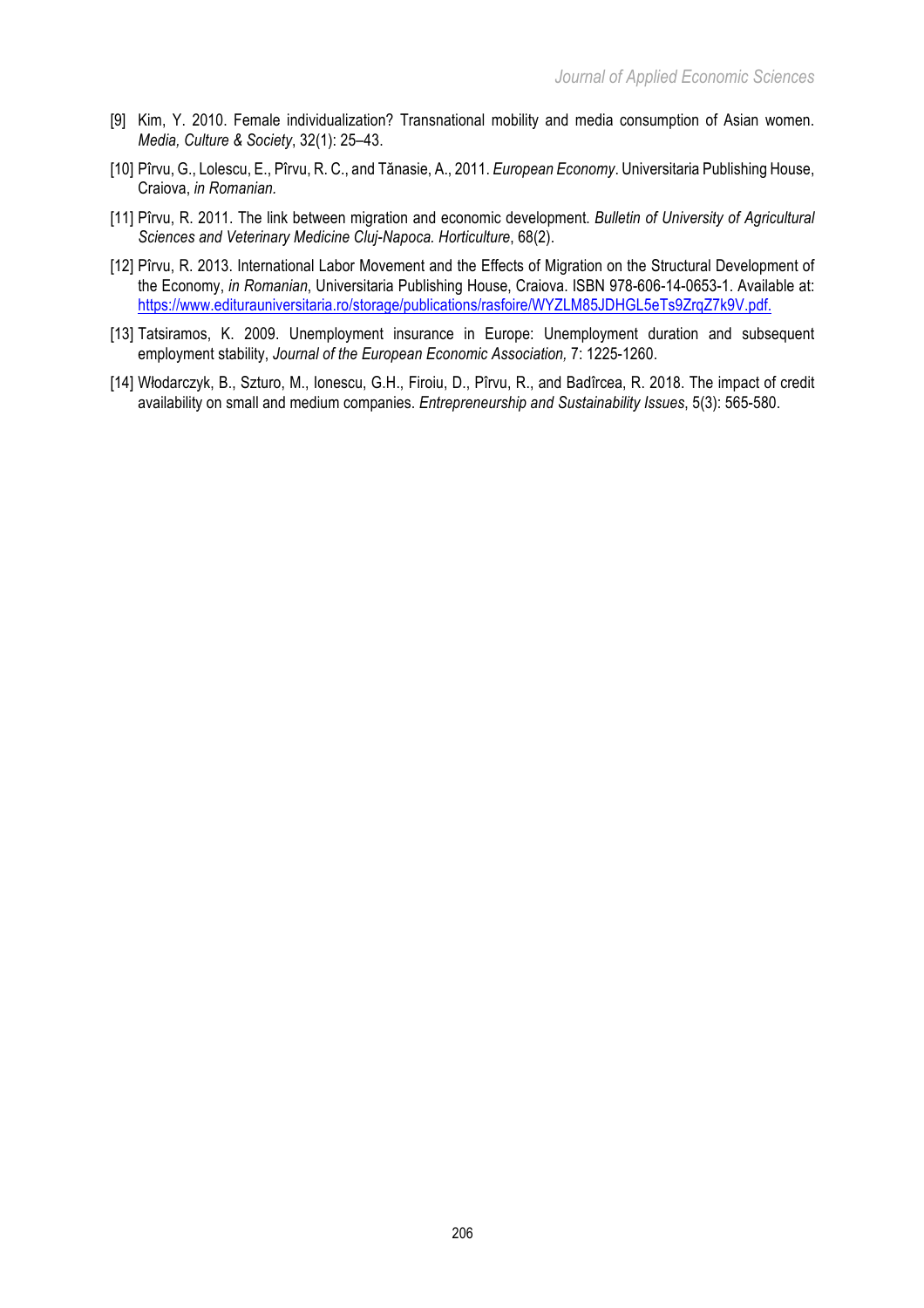[9] Kim, Y. 2010. Female individualization? Transnational mobility and media consumption of Asian women. *Media, Culture & Society*, 32(1): 25–43.

[10] Pîrvu, G., Lolescu, E., Pîrvu, R. C., and Tănasie, A., 2011. *European Economy*. Universitaria Publishing House, Craiova, *in Romanian.*

[11] Pîrvu, R. 2011. The link between migration and economic development. *Bulletin of University of Agricultural Sciences and Veterinary Medicine Cluj-Napoca. Horticulture*, 68(2).

[12] Pîrvu, R. 2013. International Labor Movement and the Effects of Migration on the Structural Development of the Economy, *in Romanian*, Universitaria Publishing House, Craiova. ISBN 978-606-14-0653-1. Available at: [https://www.editurauniversitaria.ro/storage/publications/rasfoire/WYZLM85JDHGL5eTs9ZrqZ7k9V.pdf.](https://www.editurauniversitaria.ro/storage/publications/rasfoire/WYZLM85JDHGL5eTs9ZrqZ7k9V.pdf)

[13] Tatsiramos, K. 2009. Unemployment insurance in Europe: Unemployment duration and subsequent employment stability, *Journal of the European Economic Association,* 7: 1225-1260.

[14] Włodarczyk, B., Szturo, M., Ionescu, G.H., Firoiu, D., Pîrvu, R., and Badîrcea, R. 2018. The impact of credit availability on small and medium companies. *Entrepreneurship and Sustainability Issues*, 5(3): 565-580.